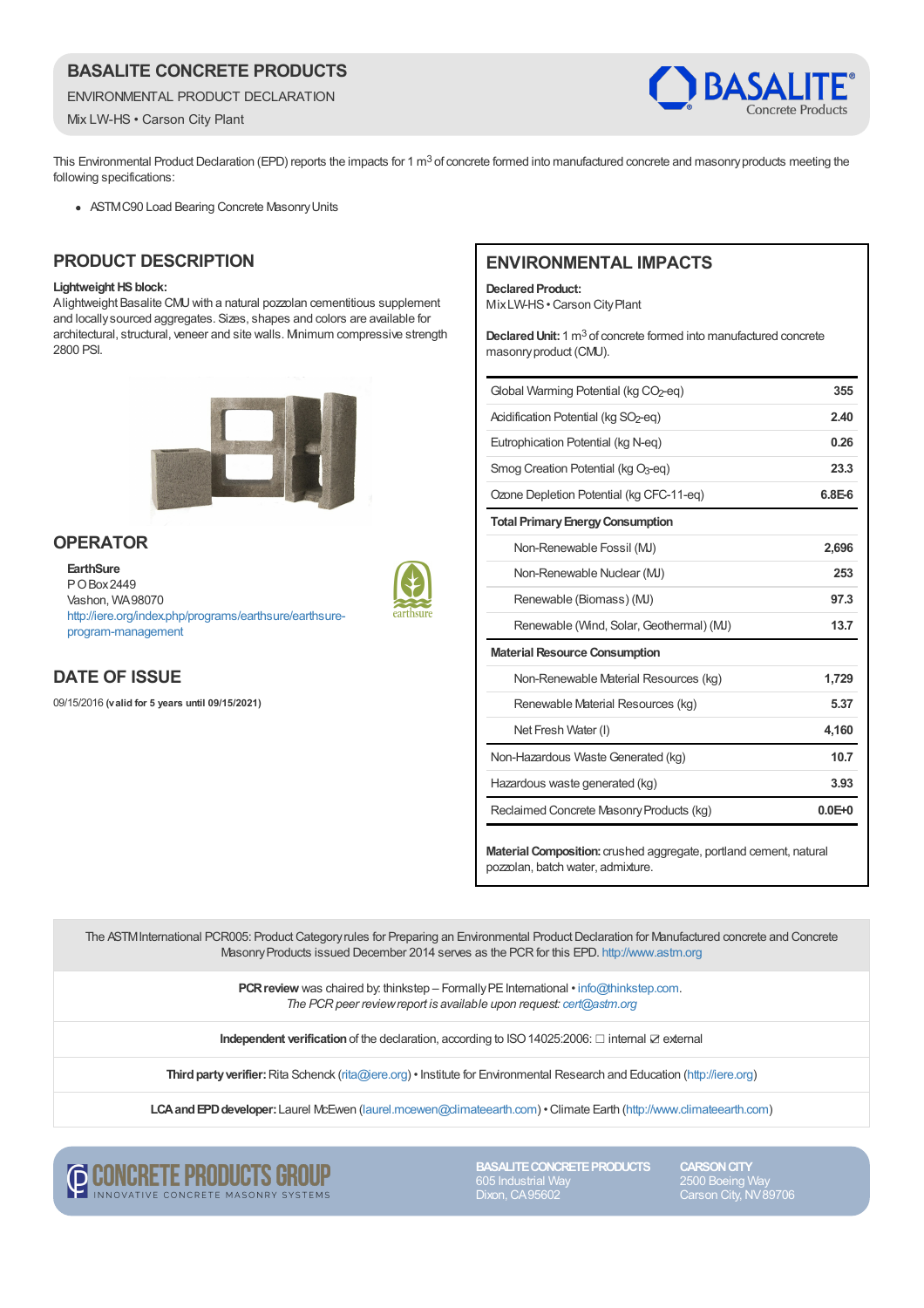# BASALITE CONCRETE PRODUCTS

ENVIRONMENTAL PRODUCT DECLARATION

Mix LW-HS • Carson City Plant

This Environmental Product Declaration (EPD) reports the impacts for 1 $m^3$ of concrete formed into manufactured concrete and masonry products meeting the following specifications:

- ASTM C90 Load Bearing Concrete Masonry Units

## PRODUCT DESCRIPTION

**Lightweight HS block:**
A lightweight Basalite CMU with a natural pozzolan cementitious supplement and locally sourced aggregates. Sizes, shapes and colors are available for architectural, structural, veneer and site walls. Minimum compressive strength 2800 PSI.

## OPERATOR

**EarthSure**
P O Box 2449
Vashon, WA 98070
http://iere.org/index.php/programs/earthsure/earthsure-program-management

## DATE OF ISSUE

09/15/2016 **(valid for 5 years until 09/15/2021)**

## ENVIRONMENTAL IMPACTS

**Declared Product:**
Mix LW-HS • Carson City Plant

**Declared Unit:** 1 $m^3$ of concrete formed into manufactured concrete masonry product (CMU).

| Impact | Value |
|---|---|
| Global Warming Potential (kg $CO_2$-eq) | 355 |
| Acidification Potential (kg $SO_2$-eq) | 2.40 |
| Eutrophication Potential (kg N-eq) | 0.26 |
| Smog Creation Potential (kg $O_3$-eq) | 23.3 |
| Ozone Depletion Potential (kg CFC-11-eq) | 6.8E-6 |
| **Total Primary Energy Consumption** | |
| Non-Renewable Fossil (MJ) | 2,696 |
| Non-Renewable Nuclear (MJ) | 253 |
| Renewable (Biomass) (MJ) | 97.3 |
| Renewable (Wind, Solar, Geothermal) (MJ) | 13.7 |
| **Material Resource Consumption** | |
| Non-Renewable Material Resources (kg) | 1,729 |
| Renewable Material Resources (kg) | 5.37 |
| Net Fresh Water (l) | 4,160 |
| Non-Hazardous Waste Generated (kg) | 10.7 |
| Hazardous waste generated (kg) | 3.93 |
| Reclaimed Concrete Masonry Products (kg) | 0.0E+0 |

**Material Composition:** crushed aggregate, portland cement, natural pozzolan, batch water, admixture.

The ASTM International PCR005: Product Category rules for Preparing an Environmental Product Declaration for Manufactured concrete and Concrete Masonry Products issued December 2014 serves as the PCR for this EPD. http://www.astm.org

**PCR review** was chaired by: thinkstep – Formally PE International • info@thinkstep.com.
*The PCR peer review report is available upon request: cert@astm.org*

**Independent verification** of the declaration, according to ISO 14025:2006: ☐ internal ☑ external

**Third party verifier:** Rita Schenck (rita@iere.org) • Institute for Environmental Research and Education (http://iere.org)

**LCA and EPD developer:** Laurel McEwen (laurel.mcewen@climateearth.com) • Climate Earth (http://www.climateearth.com)

CONCRETE PRODUCTS GROUP
INNOVATIVE CONCRETE MASONRY SYSTEMS

**BASALITE CONCRETE PRODUCTS**
605 Industrial Way
Dixon, CA 95602

**CARSON CITY**
2500 Boeing Way
Carson City, NV 89706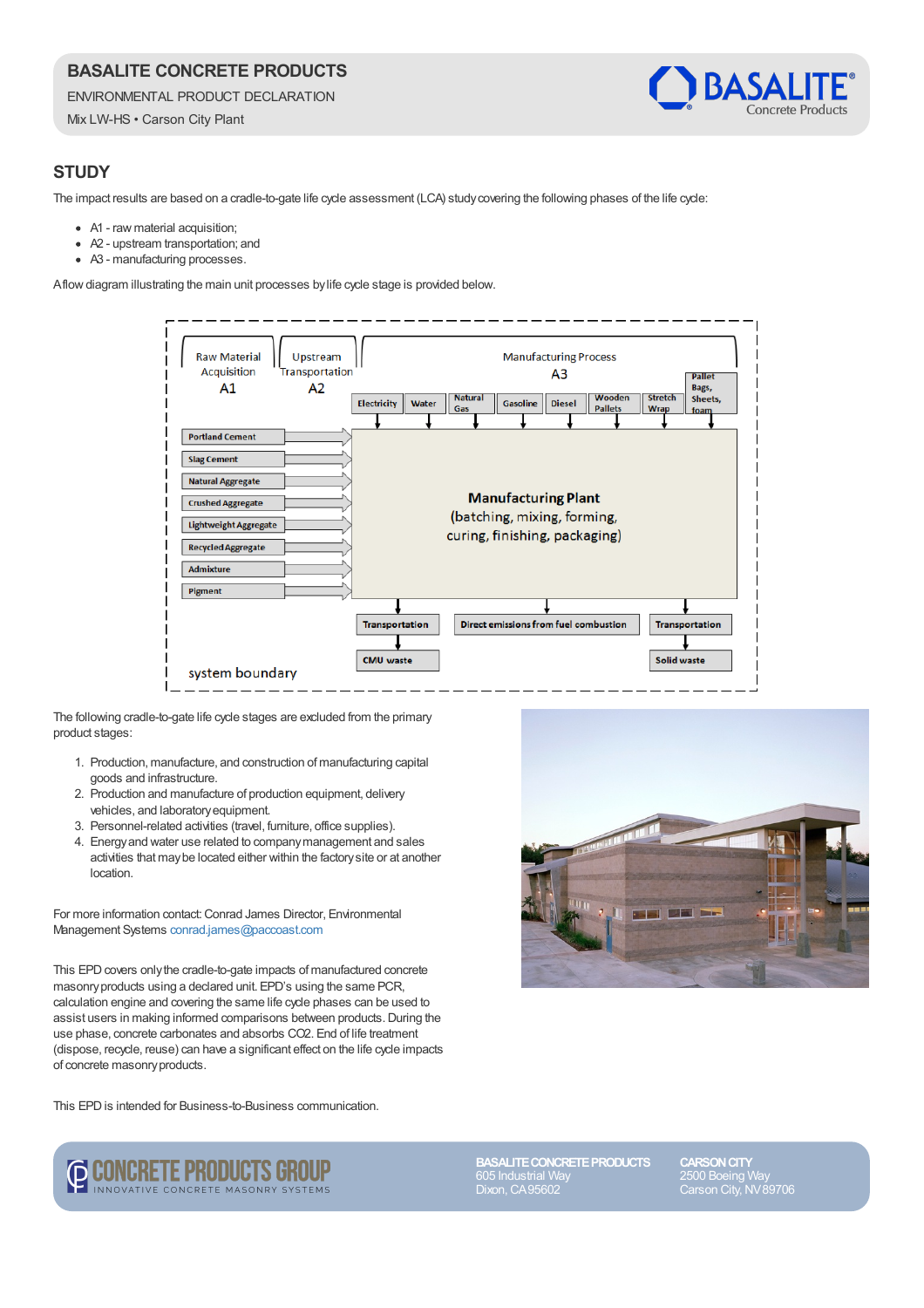## STUDY

The impact results are based on a cradle-to-gate life cycle assessment (LCA) study covering the following phases of the life cycle:

- A1 - raw material acquisition;
- A2 - upstream transportation; and
- A3 - manufacturing processes.

A flow diagram illustrating the main unit processes by life cycle stage is provided below.

Raw Material Acquisition A1
Upstream Transportation A2
Manufacturing Process A3
Electricity
Water
Natural Gas
Gasoline
Diesel
Wooden Pallets
Stretch Wrap
Pallet Bags, Sheets, foam
Portland Cement
Slag Cement
Natural Aggregate
Crushed Aggregate
Lightweight Aggregate
Recycled Aggregate
Admixture
Pigment
Manufacturing Plant (batching, mixing, forming, curing, finishing, packaging)
Transportation
Direct emissions from fuel combustion
Transportation
CMU waste
Solid waste
system boundary

The following cradle-to-gate life cycle stages are excluded from the primary product stages:

1. Production, manufacture, and construction of manufacturing capital goods and infrastructure.
2. Production and manufacture of production equipment, delivery vehicles, and laboratory equipment.
3. Personnel-related activities (travel, furniture, office supplies).
4. Energy and water use related to company management and sales activities that may be located either within the factory site or at another location.

For more information contact: Conrad James Director, Environmental Management Systems conrad.james@paccoast.com

This EPD covers only the cradle-to-gate impacts of manufactured concrete masonry products using a declared unit. EPD's using the same PCR, calculation engine and covering the same life cycle phases can be used to assist users in making informed comparisons between products. During the use phase, concrete carbonates and absorbs CO2. End of life treatment (dispose, recycle, reuse) can have a significant effect on the life cycle impacts of concrete masonry products.

This EPD is intended for Business-to-Business communication.